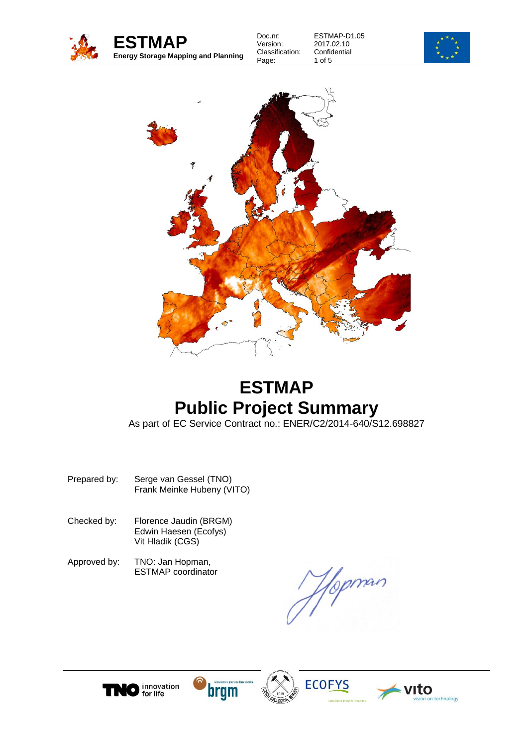# ESTMAP
## Public Project Summary

As part of EC Service Contract no.: ENER/C2/2014-640/S12.698827

Prepared by: Serge van Gessel (TNO)
Frank Meinke Hubeny (VITO)

Checked by: Florence Jaudin (BRGM)
Edwin Haesen (Ecofys)
Vit Hladik (CGS)

Approved by: TNO: Jan Hopman,
ESTMAP coordinator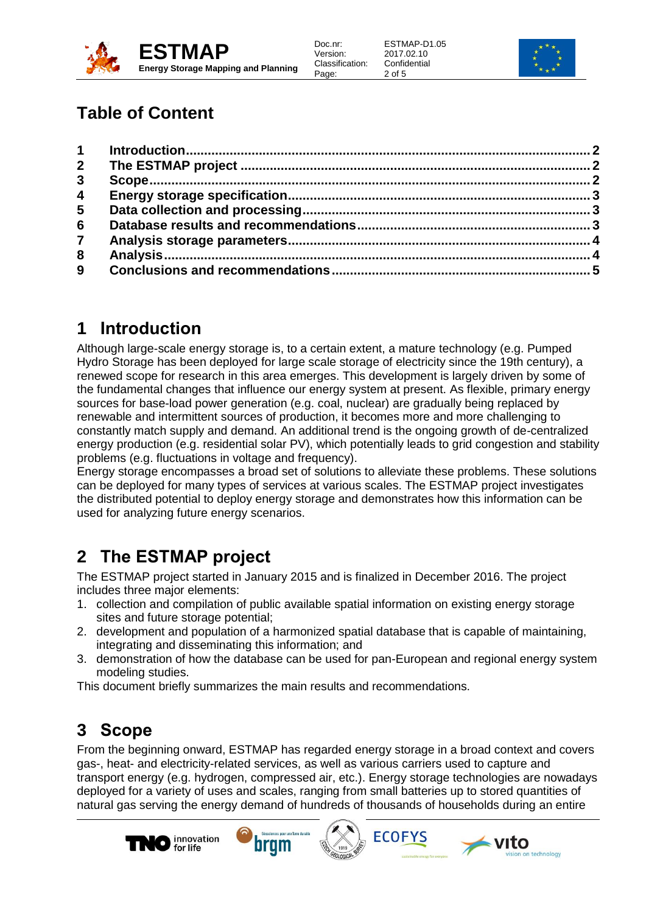# Table of Content

| | | |
|---|---|---|
| 1 | Introduction | 2 |
| 2 | The ESTMAP project | 2 |
| 3 | Scope | 2 |
| 4 | Energy storage specification | 3 |
| 5 | Data collection and processing | 3 |
| 6 | Database results and recommendations | 3 |
| 7 | Analysis storage parameters | 4 |
| 8 | Analysis | 4 |
| 9 | Conclusions and recommendations | 5 |

# 1 Introduction

Although large-scale energy storage is, to a certain extent, a mature technology (e.g. Pumped Hydro Storage has been deployed for large scale storage of electricity since the 19th century), a renewed scope for research in this area emerges. This development is largely driven by some of the fundamental changes that influence our energy system at present. As flexible, primary energy sources for base-load power generation (e.g. coal, nuclear) are gradually being replaced by renewable and intermittent sources of production, it becomes more and more challenging to constantly match supply and demand. An additional trend is the ongoing growth of de-centralized energy production (e.g. residential solar PV), which potentially leads to grid congestion and stability problems (e.g. fluctuations in voltage and frequency).

Energy storage encompasses a broad set of solutions to alleviate these problems. These solutions can be deployed for many types of services at various scales. The ESTMAP project investigates the distributed potential to deploy energy storage and demonstrates how this information can be used for analyzing future energy scenarios.

# 2 The ESTMAP project

The ESTMAP project started in January 2015 and is finalized in December 2016. The project includes three major elements:

1. collection and compilation of public available spatial information on existing energy storage sites and future storage potential;
2. development and population of a harmonized spatial database that is capable of maintaining, integrating and disseminating this information; and
3. demonstration of how the database can be used for pan-European and regional energy system modeling studies.

This document briefly summarizes the main results and recommendations.

# 3 Scope

From the beginning onward, ESTMAP has regarded energy storage in a broad context and covers gas-, heat- and electricity-related services, as well as various carriers used to capture and transport energy (e.g. hydrogen, compressed air, etc.). Energy storage technologies are nowadays deployed for a variety of uses and scales, ranging from small batteries up to stored quantities of natural gas serving the energy demand of hundreds of thousands of households during an entire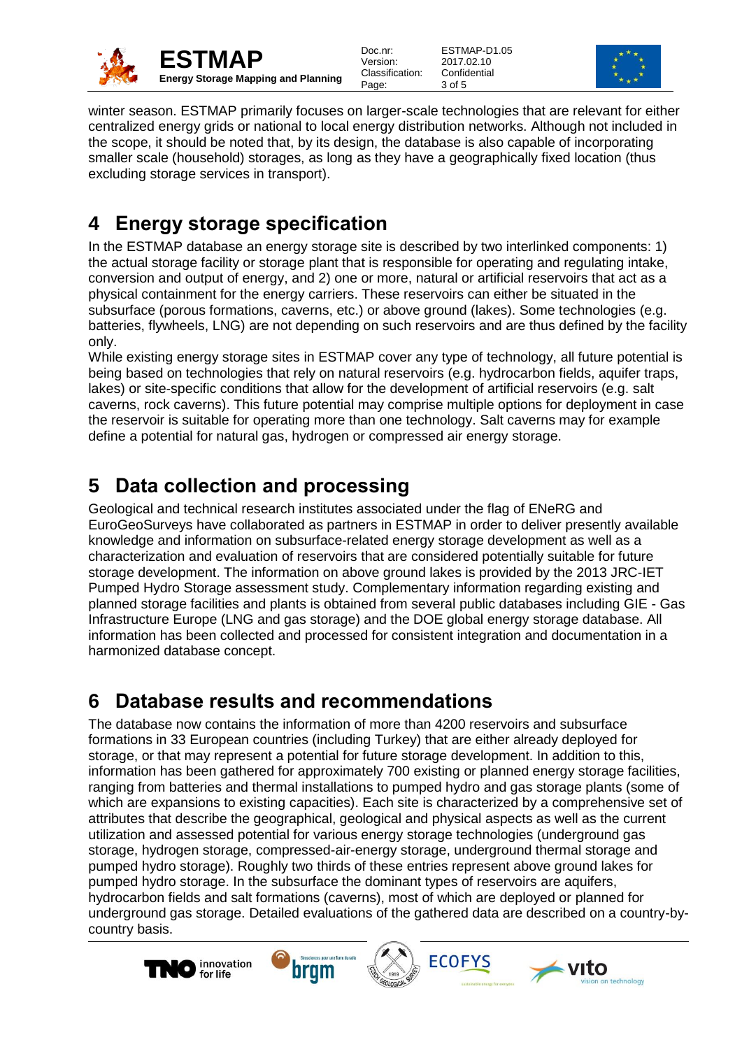winter season. ESTMAP primarily focuses on larger-scale technologies that are relevant for either centralized energy grids or national to local energy distribution networks. Although not included in the scope, it should be noted that, by its design, the database is also capable of incorporating smaller scale (household) storages, as long as they have a geographically fixed location (thus excluding storage services in transport).

# 4 Energy storage specification

In the ESTMAP database an energy storage site is described by two interlinked components: 1) the actual storage facility or storage plant that is responsible for operating and regulating intake, conversion and output of energy, and 2) one or more, natural or artificial reservoirs that act as a physical containment for the energy carriers. These reservoirs can either be situated in the subsurface (porous formations, caverns, etc.) or above ground (lakes). Some technologies (e.g. batteries, flywheels, LNG) are not depending on such reservoirs and are thus defined by the facility only.

While existing energy storage sites in ESTMAP cover any type of technology, all future potential is being based on technologies that rely on natural reservoirs (e.g. hydrocarbon fields, aquifer traps, lakes) or site-specific conditions that allow for the development of artificial reservoirs (e.g. salt caverns, rock caverns). This future potential may comprise multiple options for deployment in case the reservoir is suitable for operating more than one technology. Salt caverns may for example define a potential for natural gas, hydrogen or compressed air energy storage.

# 5 Data collection and processing

Geological and technical research institutes associated under the flag of ENeRG and EuroGeoSurveys have collaborated as partners in ESTMAP in order to deliver presently available knowledge and information on subsurface-related energy storage development as well as a characterization and evaluation of reservoirs that are considered potentially suitable for future storage development. The information on above ground lakes is provided by the 2013 JRC-IET Pumped Hydro Storage assessment study. Complementary information regarding existing and planned storage facilities and plants is obtained from several public databases including GIE - Gas Infrastructure Europe (LNG and gas storage) and the DOE global energy storage database. All information has been collected and processed for consistent integration and documentation in a harmonized database concept.

# 6 Database results and recommendations

The database now contains the information of more than 4200 reservoirs and subsurface formations in 33 European countries (including Turkey) that are either already deployed for storage, or that may represent a potential for future storage development. In addition to this, information has been gathered for approximately 700 existing or planned energy storage facilities, ranging from batteries and thermal installations to pumped hydro and gas storage plants (some of which are expansions to existing capacities). Each site is characterized by a comprehensive set of attributes that describe the geographical, geological and physical aspects as well as the current utilization and assessed potential for various energy storage technologies (underground gas storage, hydrogen storage, compressed-air-energy storage, underground thermal storage and pumped hydro storage). Roughly two thirds of these entries represent above ground lakes for pumped hydro storage. In the subsurface the dominant types of reservoirs are aquifers, hydrocarbon fields and salt formations (caverns), most of which are deployed or planned for underground gas storage. Detailed evaluations of the gathered data are described on a country-by-country basis.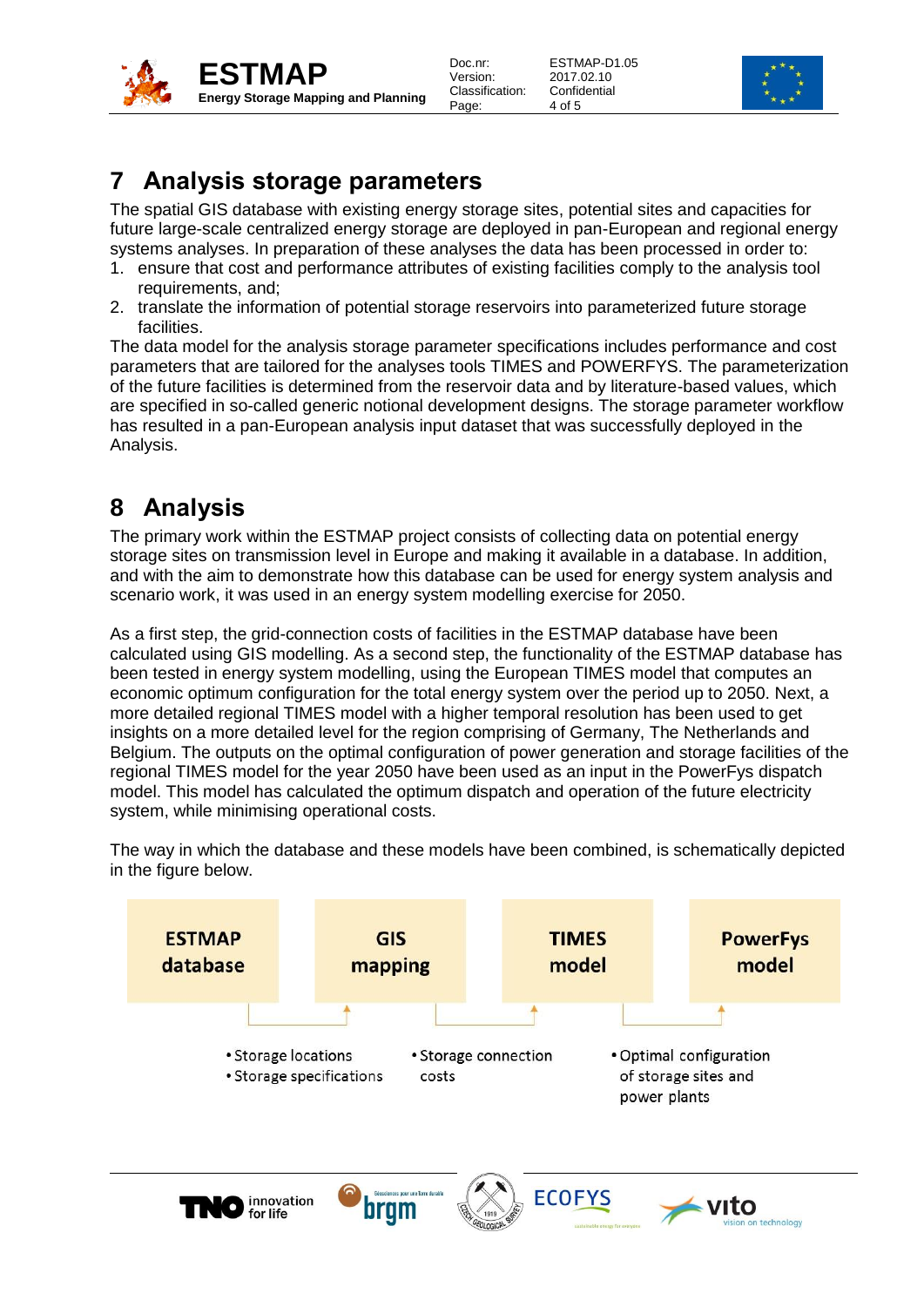# 7 Analysis storage parameters

The spatial GIS database with existing energy storage sites, potential sites and capacities for future large-scale centralized energy storage are deployed in pan-European and regional energy systems analyses. In preparation of these analyses the data has been processed in order to:

1. ensure that cost and performance attributes of existing facilities comply to the analysis tool requirements, and;
2. translate the information of potential storage reservoirs into parameterized future storage facilities.

The data model for the analysis storage parameter specifications includes performance and cost parameters that are tailored for the analyses tools TIMES and POWERFYS. The parameterization of the future facilities is determined from the reservoir data and by literature-based values, which are specified in so-called generic notional development designs. The storage parameter workflow has resulted in a pan-European analysis input dataset that was successfully deployed in the Analysis.

# 8 Analysis

The primary work within the ESTMAP project consists of collecting data on potential energy storage sites on transmission level in Europe and making it available in a database. In addition, and with the aim to demonstrate how this database can be used for energy system analysis and scenario work, it was used in an energy system modelling exercise for 2050.

As a first step, the grid-connection costs of facilities in the ESTMAP database have been calculated using GIS modelling. As a second step, the functionality of the ESTMAP database has been tested in energy system modelling, using the European TIMES model that computes an economic optimum configuration for the total energy system over the period up to 2050. Next, a more detailed regional TIMES model with a higher temporal resolution has been used to get insights on a more detailed level for the region comprising of Germany, The Netherlands and Belgium. The outputs on the optimal configuration of power generation and storage facilities of the regional TIMES model for the year 2050 have been used as an input in the PowerFys dispatch model. This model has calculated the optimum dispatch and operation of the future electricity system, while minimising operational costs.

The way in which the database and these models have been combined, is schematically depicted in the figure below.

**ESTMAP database** → **GIS mapping** → **TIMES model** → **PowerFys model**

- Storage locations
- Storage specifications

- Storage connection costs

- Optimal configuration of storage sites and power plants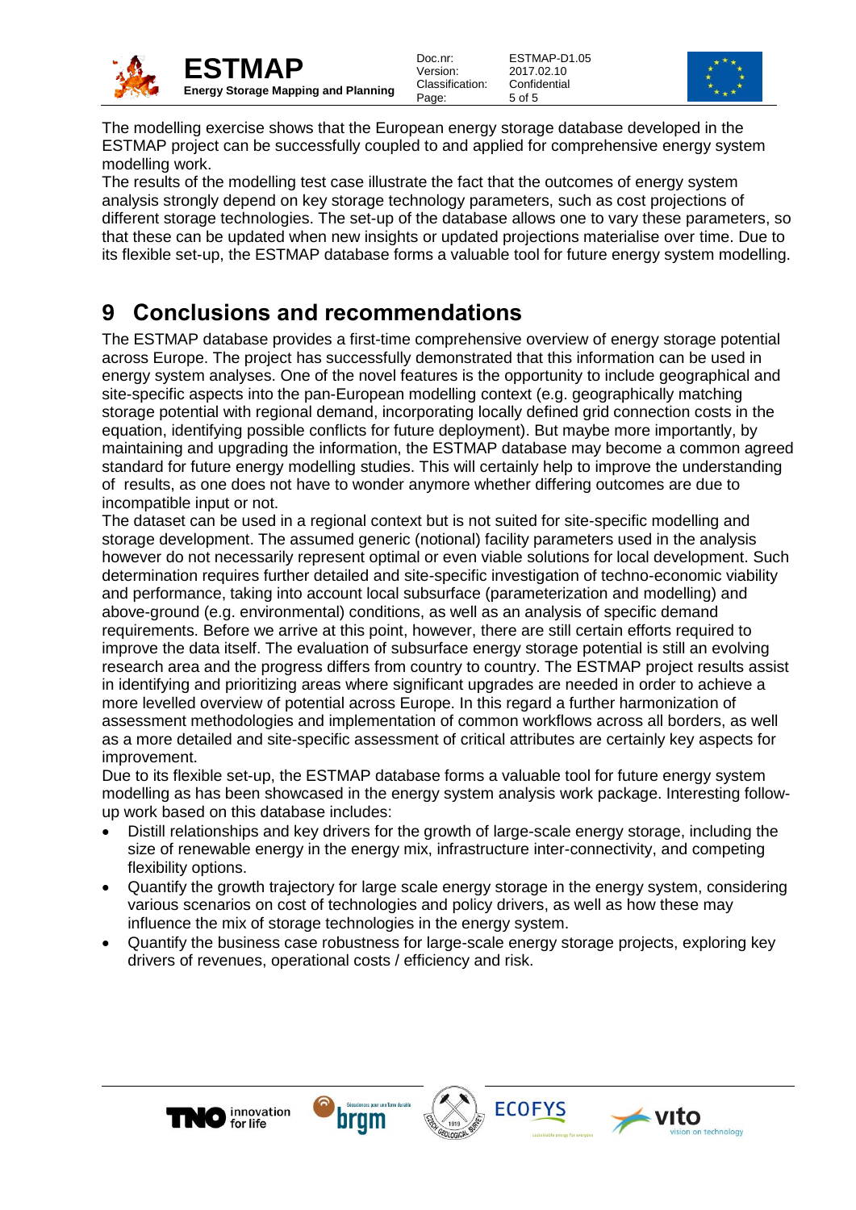The modelling exercise shows that the European energy storage database developed in the ESTMAP project can be successfully coupled to and applied for comprehensive energy system modelling work.

The results of the modelling test case illustrate the fact that the outcomes of energy system analysis strongly depend on key storage technology parameters, such as cost projections of different storage technologies. The set-up of the database allows one to vary these parameters, so that these can be updated when new insights or updated projections materialise over time. Due to its flexible set-up, the ESTMAP database forms a valuable tool for future energy system modelling.

# 9 Conclusions and recommendations

The ESTMAP database provides a first-time comprehensive overview of energy storage potential across Europe. The project has successfully demonstrated that this information can be used in energy system analyses. One of the novel features is the opportunity to include geographical and site-specific aspects into the pan-European modelling context (e.g. geographically matching storage potential with regional demand, incorporating locally defined grid connection costs in the equation, identifying possible conflicts for future deployment). But maybe more importantly, by maintaining and upgrading the information, the ESTMAP database may become a common agreed standard for future energy modelling studies. This will certainly help to improve the understanding of results, as one does not have to wonder anymore whether differing outcomes are due to incompatible input or not.

The dataset can be used in a regional context but is not suited for site-specific modelling and storage development. The assumed generic (notional) facility parameters used in the analysis however do not necessarily represent optimal or even viable solutions for local development. Such determination requires further detailed and site-specific investigation of techno-economic viability and performance, taking into account local subsurface (parameterization and modelling) and above-ground (e.g. environmental) conditions, as well as an analysis of specific demand requirements. Before we arrive at this point, however, there are still certain efforts required to improve the data itself. The evaluation of subsurface energy storage potential is still an evolving research area and the progress differs from country to country. The ESTMAP project results assist in identifying and prioritizing areas where significant upgrades are needed in order to achieve a more levelled overview of potential across Europe. In this regard a further harmonization of assessment methodologies and implementation of common workflows across all borders, as well as a more detailed and site-specific assessment of critical attributes are certainly key aspects for improvement.

Due to its flexible set-up, the ESTMAP database forms a valuable tool for future energy system modelling as has been showcased in the energy system analysis work package. Interesting follow-up work based on this database includes:

- Distill relationships and key drivers for the growth of large-scale energy storage, including the size of renewable energy in the energy mix, infrastructure inter-connectivity, and competing flexibility options.
- Quantify the growth trajectory for large scale energy storage in the energy system, considering various scenarios on cost of technologies and policy drivers, as well as how these may influence the mix of storage technologies in the energy system.
- Quantify the business case robustness for large-scale energy storage projects, exploring key drivers of revenues, operational costs / efficiency and risk.